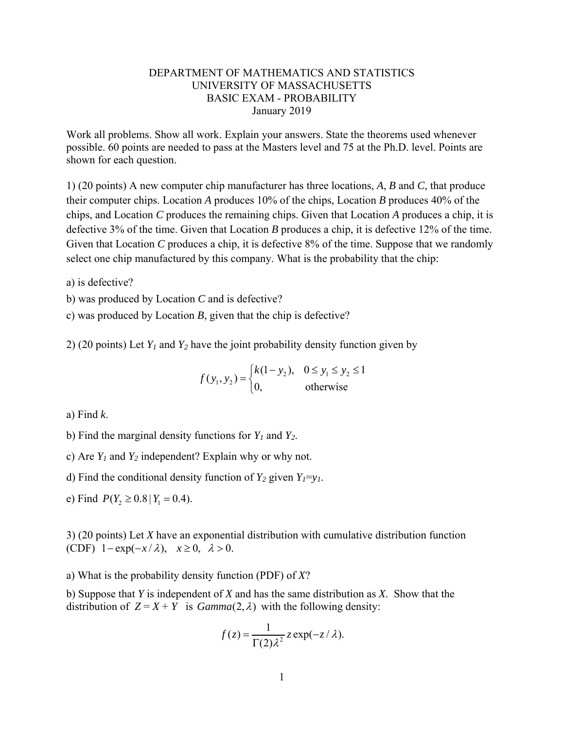DEPARTMENT OF MATHEMATICS AND STATISTICS
UNIVERSITY OF MASSACHUSETTS
BASIC EXAM - PROBABILITY
January 2019

Work all problems. Show all work. Explain your answers. State the theorems used whenever possible. 60 points are needed to pass at the Masters level and 75 at the Ph.D. level. Points are shown for each question.

1) (20 points) A new computer chip manufacturer has three locations, *A*, *B* and *C*, that produce their computer chips. Location *A* produces 10% of the chips, Location *B* produces 40% of the chips, and Location *C* produces the remaining chips. Given that Location *A* produces a chip, it is defective 3% of the time. Given that Location *B* produces a chip, it is defective 12% of the time. Given that Location *C* produces a chip, it is defective 8% of the time. Suppose that we randomly select one chip manufactured by this company. What is the probability that the chip:

a) is defective?

b) was produced by Location *C* and is defective?

c) was produced by Location *B*, given that the chip is defective?

2) (20 points) Let $Y_1$ and $Y_2$ have the joint probability density function given by

$$f(y_1, y_2) = \begin{cases} k(1 - y_2), & 0 \leq y_1 \leq y_2 \leq 1 \\ 0, & \text{otherwise} \end{cases}$$

a) Find $k$.

b) Find the marginal density functions for $Y_1$ and $Y_2$.

c) Are $Y_1$ and $Y_2$ independent? Explain why or why not.

d) Find the conditional density function of $Y_2$ given $Y_1 = y_1$.

e) Find $P(Y_2 \geq 0.8 \mid Y_1 = 0.4)$.

3) (20 points) Let $X$ have an exponential distribution with cumulative distribution function (CDF) $1 - \exp(-x/\lambda), \quad x \geq 0, \quad \lambda > 0.$

a) What is the probability density function (PDF) of $X$?

b) Suppose that $Y$ is independent of $X$ and has the same distribution as $X$. Show that the distribution of $Z = X + Y$ is $Gamma(2, \lambda)$ with the following density:

$$f(z) = \frac{1}{\Gamma(2)\lambda^2} z \exp(-z/\lambda).$$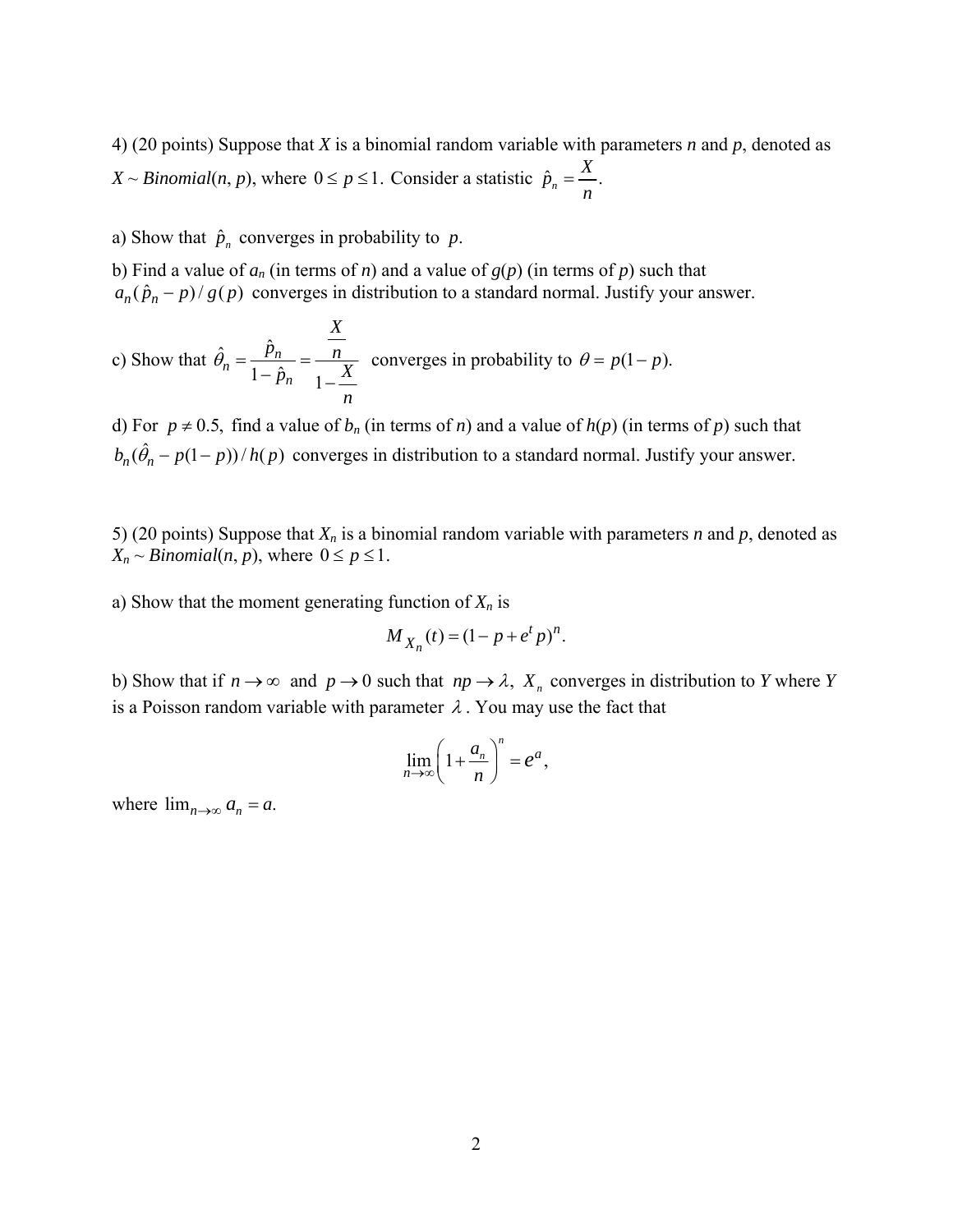4) (20 points) Suppose that $X$ is a binomial random variable with parameters $n$ and $p$, denoted as $X \sim Binomial(n, p)$, where $0 \leq p \leq 1$. Consider a statistic $\hat{p}_n = \dfrac{X}{n}$.

a) Show that $\hat{p}_n$ converges in probability to $p$.

b) Find a value of $a_n$ (in terms of $n$) and a value of $g(p)$ (in terms of $p$) such that $a_n(\hat{p}_n - p)/g(p)$ converges in distribution to a standard normal. Justify your answer.

c) Show that $\hat{\theta}_n = \dfrac{\hat{p}_n}{1-\hat{p}_n} = \dfrac{\frac{X}{n}}{1-\frac{X}{n}}$ converges in probability to $\theta = p(1-p)$.

d) For $p \neq 0.5$, find a value of $b_n$ (in terms of $n$) and a value of $h(p)$ (in terms of $p$) such that $b_n(\hat{\theta}_n - p(1-p))/h(p)$ converges in distribution to a standard normal. Justify your answer.

5) (20 points) Suppose that $X_n$ is a binomial random variable with parameters $n$ and $p$, denoted as $X_n \sim Binomial(n, p)$, where $0 \leq p \leq 1$.

a) Show that the moment generating function of $X_n$ is

$$M_{X_n}(t) = (1 - p + e^t p)^n.$$

b) Show that if $n \to \infty$ and $p \to 0$ such that $np \to \lambda$, $X_n$ converges in distribution to $Y$ where $Y$ is a Poisson random variable with parameter $\lambda$. You may use the fact that

$$\lim_{n\to\infty}\left(1+\frac{a_n}{n}\right)^n = e^a,$$

where $\lim_{n\to\infty} a_n = a$.